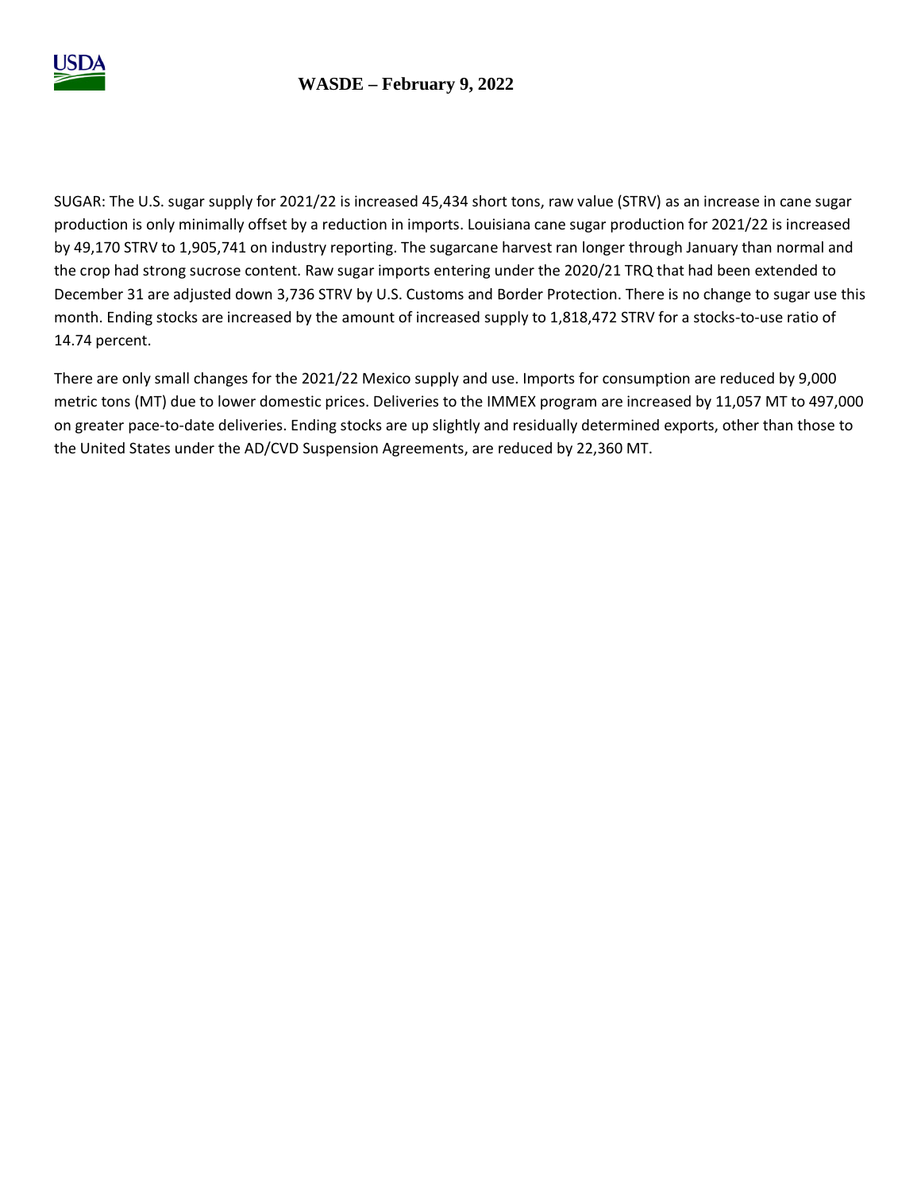# WASDE – February 9, 2022

SUGAR: The U.S. sugar supply for 2021/22 is increased 45,434 short tons, raw value (STRV) as an increase in cane sugar production is only minimally offset by a reduction in imports. Louisiana cane sugar production for 2021/22 is increased by 49,170 STRV to 1,905,741 on industry reporting. The sugarcane harvest ran longer through January than normal and the crop had strong sucrose content. Raw sugar imports entering under the 2020/21 TRQ that had been extended to December 31 are adjusted down 3,736 STRV by U.S. Customs and Border Protection. There is no change to sugar use this month. Ending stocks are increased by the amount of increased supply to 1,818,472 STRV for a stocks-to-use ratio of 14.74 percent.

There are only small changes for the 2021/22 Mexico supply and use. Imports for consumption are reduced by 9,000 metric tons (MT) due to lower domestic prices. Deliveries to the IMMEX program are increased by 11,057 MT to 497,000 on greater pace-to-date deliveries. Ending stocks are up slightly and residually determined exports, other than those to the United States under the AD/CVD Suspension Agreements, are reduced by 22,360 MT.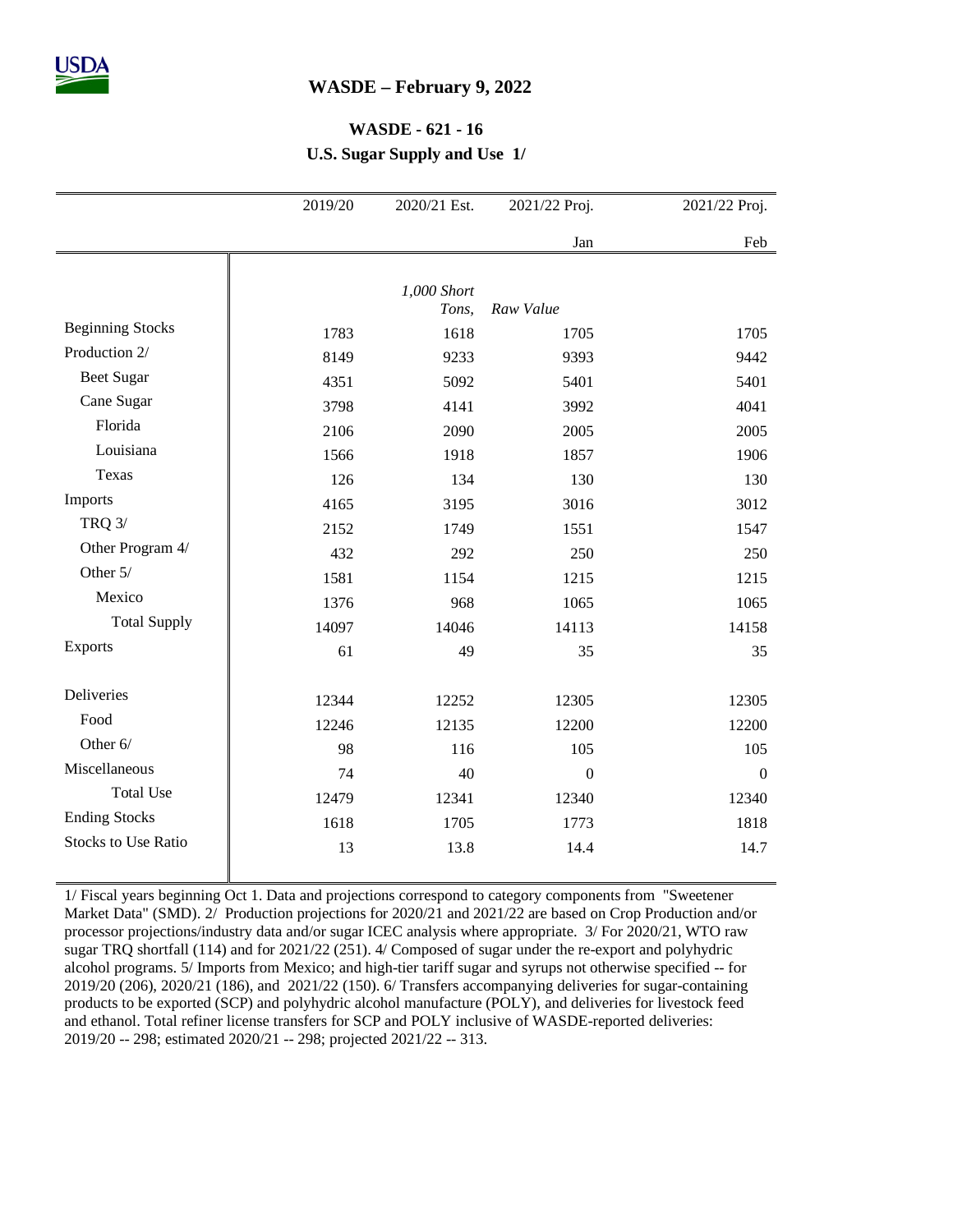## WASDE – February 9, 2022

### WASDE - 621 - 16

### U.S. Sugar Supply and Use 1/

| | 2019/20 | 2020/21 Est. | 2021/22 Proj. | 2021/22 Proj. |
|---|---|---|---|---|
| | | | Jan | Feb |
| | | *1,000 Short Tons,* | *Raw Value* | |
| Beginning Stocks | 1783 | 1618 | 1705 | 1705 |
| Production 2/ | 8149 | 9233 | 9393 | 9442 |
| Beet Sugar | 4351 | 5092 | 5401 | 5401 |
| Cane Sugar | 3798 | 4141 | 3992 | 4041 |
| Florida | 2106 | 2090 | 2005 | 2005 |
| Louisiana | 1566 | 1918 | 1857 | 1906 |
| Texas | 126 | 134 | 130 | 130 |
| Imports | 4165 | 3195 | 3016 | 3012 |
| TRQ 3/ | 2152 | 1749 | 1551 | 1547 |
| Other Program 4/ | 432 | 292 | 250 | 250 |
| Other 5/ | 1581 | 1154 | 1215 | 1215 |
| Mexico | 1376 | 968 | 1065 | 1065 |
| Total Supply | 14097 | 14046 | 14113 | 14158 |
| Exports | 61 | 49 | 35 | 35 |
| Deliveries | 12344 | 12252 | 12305 | 12305 |
| Food | 12246 | 12135 | 12200 | 12200 |
| Other 6/ | 98 | 116 | 105 | 105 |
| Miscellaneous | 74 | 40 | 0 | 0 |
| Total Use | 12479 | 12341 | 12340 | 12340 |
| Ending Stocks | 1618 | 1705 | 1773 | 1818 |
| Stocks to Use Ratio | 13 | 13.8 | 14.4 | 14.7 |

1/ Fiscal years beginning Oct 1. Data and projections correspond to category components from "Sweetener Market Data" (SMD). 2/ Production projections for 2020/21 and 2021/22 are based on Crop Production and/or processor projections/industry data and/or sugar ICEC analysis where appropriate. 3/ For 2020/21, WTO raw sugar TRQ shortfall (114) and for 2021/22 (251). 4/ Composed of sugar under the re-export and polyhydric alcohol programs. 5/ Imports from Mexico; and high-tier tariff sugar and syrups not otherwise specified -- for 2019/20 (206), 2020/21 (186), and 2021/22 (150). 6/ Transfers accompanying deliveries for sugar-containing products to be exported (SCP) and polyhydric alcohol manufacture (POLY), and deliveries for livestock feed and ethanol. Total refiner license transfers for SCP and POLY inclusive of WASDE-reported deliveries: 2019/20 -- 298; estimated 2020/21 -- 298; projected 2021/22 -- 313.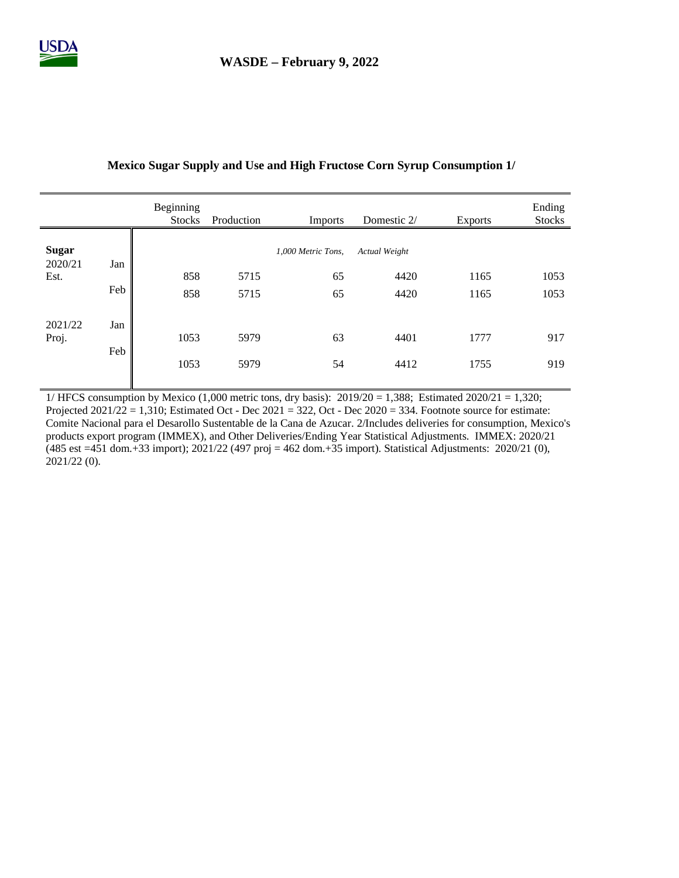## WASDE – February 9, 2022

### Mexico Sugar Supply and Use and High Fructose Corn Syrup Consumption 1/

| | | Beginning Stocks | Production | Imports | Domestic 2/ | Exports | Ending Stocks |
|---|---|---|---|---|---|---|---|
| | | | | *1,000 Metric Tons,* | *Actual Weight* | | |
| **Sugar** | | | | | | | |
| 2020/21 Est. | Jan | 858 | 5715 | 65 | 4420 | 1165 | 1053 |
| | Feb | 858 | 5715 | 65 | 4420 | 1165 | 1053 |
| 2021/22 Proj. | Jan | 1053 | 5979 | 63 | 4401 | 1777 | 917 |
| | Feb | 1053 | 5979 | 54 | 4412 | 1755 | 919 |

1/ HFCS consumption by Mexico (1,000 metric tons, dry basis): 2019/20 = 1,388; Estimated 2020/21 = 1,320; Projected 2021/22 = 1,310; Estimated Oct - Dec 2021 = 322, Oct - Dec 2020 = 334. Footnote source for estimate: Comite Nacional para el Desarollo Sustentable de la Cana de Azucar. 2/Includes deliveries for consumption, Mexico's products export program (IMMEX), and Other Deliveries/Ending Year Statistical Adjustments. IMMEX: 2020/21 (485 est =451 dom.+33 import); 2021/22 (497 proj = 462 dom.+35 import). Statistical Adjustments: 2020/21 (0), 2021/22 (0).